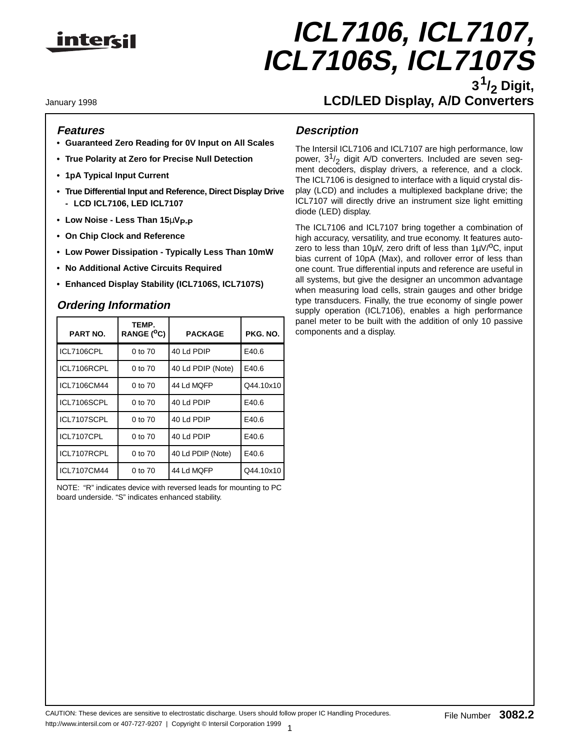# ICL7106, ICL7107, ICL7106S, ICL7107S

## $3^1/_2$ Digit, LCD/LED Display, A/D Converters

January 1998

### Features

- **Guaranteed Zero Reading for 0V Input on All Scales**
- **True Polarity at Zero for Precise Null Detection**
- **1pA Typical Input Current**
- **True Differential Input and Reference, Direct Display Drive**
  - **LCD ICL7106, LED ICL7107**
- **Low Noise - Less Than 15μ$V_{P-P}$**
- **On Chip Clock and Reference**
- **Low Power Dissipation - Typically Less Than 10mW**
- **No Additional Active Circuits Required**
- **Enhanced Display Stability (ICL7106S, ICL7107S)**

### Ordering Information

| PART NO. | TEMP. RANGE ($^o$C) | PACKAGE | PKG. NO. |
|---|---|---|---|
| ICL7106CPL | 0 to 70 | 40 Ld PDIP | E40.6 |
| ICL7106RCPL | 0 to 70 | 40 Ld PDIP (Note) | E40.6 |
| ICL7106CM44 | 0 to 70 | 44 Ld MQFP | Q44.10x10 |
| ICL7106SCPL | 0 to 70 | 40 Ld PDIP | E40.6 |
| ICL7107SCPL | 0 to 70 | 40 Ld PDIP | E40.6 |
| ICL7107CPL | 0 to 70 | 40 Ld PDIP | E40.6 |
| ICL7107RCPL | 0 to 70 | 40 Ld PDIP (Note) | E40.6 |
| ICL7107CM44 | 0 to 70 | 44 Ld MQFP | Q44.10x10 |

NOTE: "R" indicates device with reversed leads for mounting to PC board underside. "S" indicates enhanced stability.

### Description

The Intersil ICL7106 and ICL7107 are high performance, low power, $3^1/_2$ digit A/D converters. Included are seven segment decoders, display drivers, a reference, and a clock. The ICL7106 is designed to interface with a liquid crystal display (LCD) and includes a multiplexed backplane drive; the ICL7107 will directly drive an instrument size light emitting diode (LED) display.

The ICL7106 and ICL7107 bring together a combination of high accuracy, versatility, and true economy. It features auto-zero to less than 10μV, zero drift of less than 1μV/$^o$C, input bias current of 10pA (Max), and rollover error of less than one count. True differential inputs and reference are useful in all systems, but give the designer an uncommon advantage when measuring load cells, strain gauges and other bridge type transducers. Finally, the true economy of single power supply operation (ICL7106), enables a high performance panel meter to be built with the addition of only 10 passive components and a display.

CAUTION: These devices are sensitive to electrostatic discharge. Users should follow proper IC Handling Procedures.
http://www.intersil.com or 407-727-9207 | Copyright © Intersil Corporation 1999

File Number **3082.2**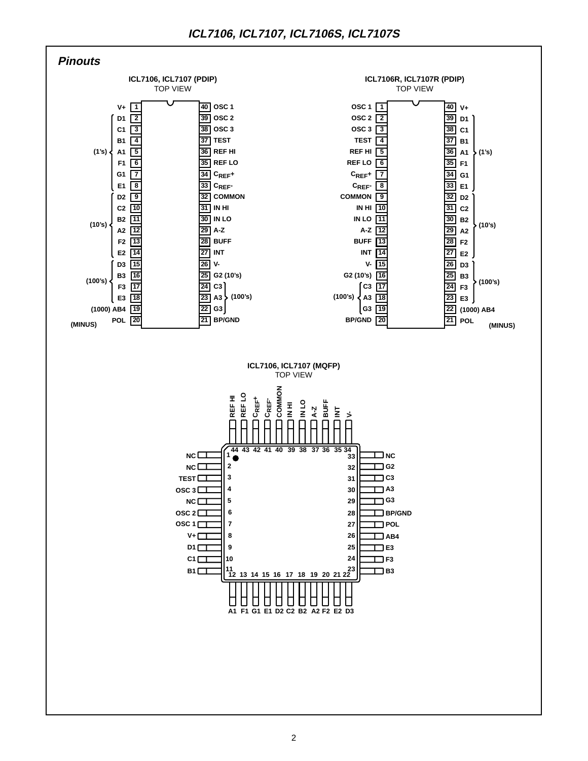## Pinouts

**ICL7106, ICL7107 (PDIP)**
TOP VIEW

| Group | Pin Name | Pin | Pin | Pin Name | Group |
|---|---|---|---|---|---|
| | V+ | 1 | 40 | OSC 1 | |
| (1's) | D1 | 2 | 39 | OSC 2 | |
| (1's) | C1 | 3 | 38 | OSC 3 | |
| (1's) | B1 | 4 | 37 | TEST | |
| (1's) | A1 | 5 | 36 | REF HI | |
| (1's) | F1 | 6 | 35 | REF LO | |
| (1's) | G1 | 7 | 34 | $C_{REF}+$ | |
| (1's) | E1 | 8 | 33 | $C_{REF}-$ | |
| (10's) | D2 | 9 | 32 | COMMON | |
| (10's) | C2 | 10 | 31 | IN HI | |
| (10's) | B2 | 11 | 30 | IN LO | |
| (10's) | A2 | 12 | 29 | A-Z | |
| (10's) | F2 | 13 | 28 | BUFF | |
| (10's) | E2 | 14 | 27 | INT | |
| (100's) | D3 | 15 | 26 | V- | |
| (100's) | B3 | 16 | 25 | G2 (10's) | |
| (100's) | F3 | 17 | 24 | C3 | (100's) |
| (100's) | E3 | 18 | 23 | A3 | (100's) |
| (1000) | AB4 | 19 | 22 | G3 | (100's) |
| (MINUS) | POL | 20 | 21 | BP/GND | |

**ICL7106R, ICL7107R (PDIP)**
TOP VIEW

| Group | Pin Name | Pin | Pin | Pin Name | Group |
|---|---|---|---|---|---|
| | OSC 1 | 1 | 40 | V+ | |
| | OSC 2 | 2 | 39 | D1 | (1's) |
| | OSC 3 | 3 | 38 | C1 | (1's) |
| | TEST | 4 | 37 | B1 | (1's) |
| | REF HI | 5 | 36 | A1 | (1's) |
| | REF LO | 6 | 35 | F1 | (1's) |
| | $C_{REF}+$ | 7 | 34 | G1 | (1's) |
| | $C_{REF}-$ | 8 | 33 | E1 | (1's) |
| | COMMON | 9 | 32 | D2 | (10's) |
| | IN HI | 10 | 31 | C2 | (10's) |
| | IN LO | 11 | 30 | B2 | (10's) |
| | A-Z | 12 | 29 | A2 | (10's) |
| | BUFF | 13 | 28 | F2 | (10's) |
| | INT | 14 | 27 | E2 | (10's) |
| | V- | 15 | 26 | D3 | (100's) |
| | G2 (10's) | 16 | 25 | B3 | (100's) |
| (100's) | C3 | 17 | 24 | F3 | (100's) |
| (100's) | A3 | 18 | 23 | E3 | (100's) |
| (100's) | G3 | 19 | 22 | AB4 | (1000) |
| | BP/GND | 20 | 21 | POL | (MINUS) |

**ICL7106, ICL7107 (MQFP)**
TOP VIEW

| Pin | Name | Pin | Name | Pin | Name | Pin | Name |
|---|---|---|---|---|---|---|---|
| 1 | NC | 12 | A1 | 23 | B3 | 34 | V- |
| 2 | NC | 13 | F1 | 24 | F3 | 35 | INT |
| 3 | TEST | 14 | G1 | 25 | E3 | 36 | BUFF |
| 4 | OSC 3 | 15 | E1 | 26 | AB4 | 37 | A-Z |
| 5 | NC | 16 | D2 | 27 | POL | 38 | IN LO |
| 6 | OSC 2 | 17 | C2 | 28 | BP/GND | 39 | IN HI |
| 7 | OSC 1 | 18 | B2 | 29 | G3 | 40 | COMMON |
| 8 | V+ | 19 | A2 | 30 | A3 | 41 | $C_{REF}-$ |
| 9 | D1 | 20 | F2 | 31 | C3 | 42 | $C_{REF}+$ |
| 10 | C1 | 21 | E2 | 32 | G2 | 43 | REF LO |
| 11 | B1 | 22 | D3 | 33 | NC | 44 | REF HI |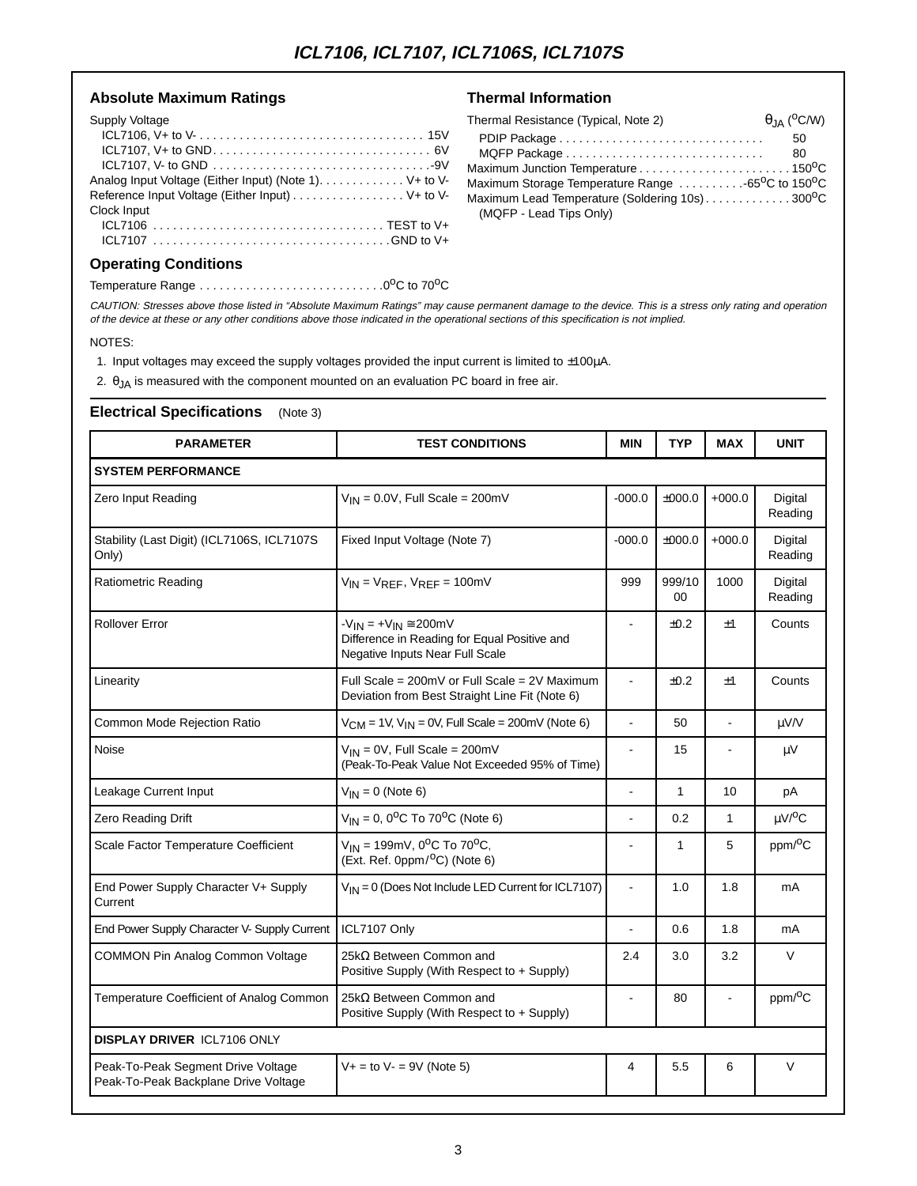## Absolute Maximum Ratings

Supply Voltage
- ICL7106, V+ to V- . . . . . . . . . . . . . . . . . . . . . . . . . . . . . . . . . . 15V
- ICL7107, V+ to GND. . . . . . . . . . . . . . . . . . . . . . . . . . . . . . . . 6V
- ICL7107, V- to GND . . . . . . . . . . . . . . . . . . . . . . . . . . . . . . . .-9V

Analog Input Voltage (Either Input) (Note 1). . . . . . . . . . . . V+ to V-

Reference Input Voltage (Either Input) . . . . . . . . . . . . . . . . V+ to V-

Clock Input
- ICL7106 . . . . . . . . . . . . . . . . . . . . . . . . . . . . . . . . . . TEST to V+
- ICL7107 . . . . . . . . . . . . . . . . . . . . . . . . . . . . . . . . . . .GND to V+

## Thermal Information

Thermal Resistance (Typical, Note 2) $\theta_{JA}$ ($^oC/W$)
- PDIP Package . . . . . . . . . . . . . . . . . . . . . . . . . . . . . . 50
- MQFP Package . . . . . . . . . . . . . . . . . . . . . . . . . . . . . 80

Maximum Junction Temperature . . . . . . . . . . . . . . . . . . . . . . $150^oC$

Maximum Storage Temperature Range . . . . . . . . . .$-65^oC$ to $150^oC$

Maximum Lead Temperature (Soldering 10s) . . . . . . . . . . . . $300^oC$ (MQFP - Lead Tips Only)

## Operating Conditions

Temperature Range . . . . . . . . . . . . . . . . . . . . . . . . . . .$0^oC$ to $70^oC$

*CAUTION: Stresses above those listed in "Absolute Maximum Ratings" may cause permanent damage to the device. This is a stress only rating and operation of the device at these or any other conditions above those indicated in the operational sections of this specification is not implied.*

NOTES:

1. Input voltages may exceed the supply voltages provided the input current is limited to ±100µA.
2. $\theta_{JA}$ is measured with the component mounted on an evaluation PC board in free air.

## Electrical Specifications (Note 3)

| PARAMETER | TEST CONDITIONS | MIN | TYP | MAX | UNIT |
|---|---|---|---|---|---|
| **SYSTEM PERFORMANCE** | | | | | |
| Zero Input Reading | $V_{IN}$ = 0.0V, Full Scale = 200mV | -000.0 | ±000.0 | +000.0 | Digital Reading |
| Stability (Last Digit) (ICL7106S, ICL7107S Only) | Fixed Input Voltage (Note 7) | -000.0 | ±000.0 | +000.0 | Digital Reading |
| Ratiometric Reading | $V_{IN} = V_{REF}$, $V_{REF}$ = 100mV | 999 | 999/1000 | 1000 | Digital Reading |
| Rollover Error | $-V_{IN} = +V_{IN} \cong$ 200mV Difference in Reading for Equal Positive and Negative Inputs Near Full Scale | - | ±0.2 | ±1 | Counts |
| Linearity | Full Scale = 200mV or Full Scale = 2V Maximum Deviation from Best Straight Line Fit (Note 6) | - | ±0.2 | ±1 | Counts |
| Common Mode Rejection Ratio | $V_{CM}$ = 1V, $V_{IN}$ = 0V, Full Scale = 200mV (Note 6) | - | 50 | - | µV/V |
| Noise | $V_{IN}$ = 0V, Full Scale = 200mV (Peak-To-Peak Value Not Exceeded 95% of Time) | - | 15 | - | µV |
| Leakage Current Input | $V_{IN}$ = 0 (Note 6) | - | 1 | 10 | pA |
| Zero Reading Drift | $V_{IN}$ = 0, $0^oC$ To $70^oC$ (Note 6) | - | 0.2 | 1 | µV/$^oC$ |
| Scale Factor Temperature Coefficient | $V_{IN}$ = 199mV, $0^oC$ To $70^oC$, (Ext. Ref. 0ppm/$^oC$) (Note 6) | - | 1 | 5 | ppm/$^oC$ |
| End Power Supply Character V+ Supply Current | $V_{IN}$ = 0 (Does Not Include LED Current for ICL7107) | - | 1.0 | 1.8 | mA |
| End Power Supply Character V- Supply Current | ICL7107 Only | - | 0.6 | 1.8 | mA |
| COMMON Pin Analog Common Voltage | 25kΩ Between Common and Positive Supply (With Respect to + Supply) | 2.4 | 3.0 | 3.2 | V |
| Temperature Coefficient of Analog Common | 25kΩ Between Common and Positive Supply (With Respect to + Supply) | - | 80 | - | ppm/$^oC$ |
| **DISPLAY DRIVER** ICL7106 ONLY | | | | | |
| Peak-To-Peak Segment Drive Voltage Peak-To-Peak Backplane Drive Voltage | V+ = to V- = 9V (Note 5) | 4 | 5.5 | 6 | V |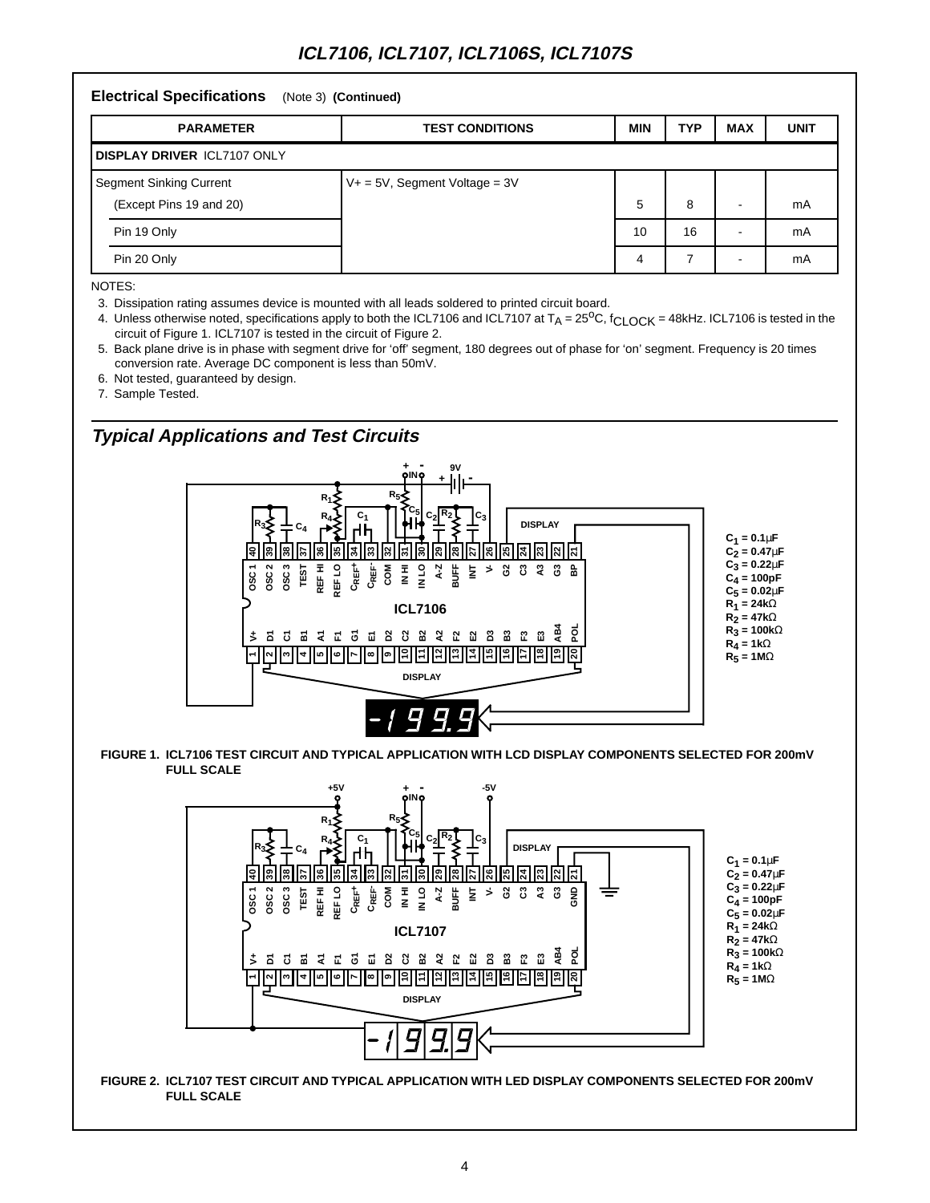## Electrical Specifications (Note 3) **(Continued)**

| PARAMETER | TEST CONDITIONS | MIN | TYP | MAX | UNIT |
|---|---|---|---|---|---|
| **DISPLAY DRIVER** ICL7107 ONLY | | | | | |
| Segment Sinking Current | V+ = 5V, Segment Voltage = 3V | | | | |
| (Except Pins 19 and 20) | | 5 | 8 | - | mA |
| Pin 19 Only | | 10 | 16 | - | mA |
| Pin 20 Only | | 4 | 7 | - | mA |

NOTES:

3. Dissipation rating assumes device is mounted with all leads soldered to printed circuit board.
4. Unless otherwise noted, specifications apply to both the ICL7106 and ICL7107 at $T_A = 25^oC$, $f_{CLOCK}$ = 48kHz. ICL7106 is tested in the circuit of Figure 1. ICL7107 is tested in the circuit of Figure 2.
5. Back plane drive is in phase with segment drive for 'off' segment, 180 degrees out of phase for 'on' segment. Frequency is 20 times conversion rate. Average DC component is less than 50mV.
6. Not tested, guaranteed by design.
7. Sample Tested.

## *Typical Applications and Test Circuits*

$C_1$ = 0.1µF
$C_2$ = 0.47µF
$C_3$ = 0.22µF
$C_4$ = 100pF
$C_5$ = 0.02µF
$R_1$ = 24kΩ
$R_2$ = 47kΩ
$R_3$ = 100kΩ
$R_4$ = 1kΩ
$R_5$ = 1MΩ

**FIGURE 1. ICL7106 TEST CIRCUIT AND TYPICAL APPLICATION WITH LCD DISPLAY COMPONENTS SELECTED FOR 200mV FULL SCALE**

$C_1$ = 0.1µF
$C_2$ = 0.47µF
$C_3$ = 0.22µF
$C_4$ = 100pF
$C_5$ = 0.02µF
$R_1$ = 24kΩ
$R_2$ = 47kΩ
$R_3$ = 100kΩ
$R_4$ = 1kΩ
$R_5$ = 1MΩ

**FIGURE 2. ICL7107 TEST CIRCUIT AND TYPICAL APPLICATION WITH LED DISPLAY COMPONENTS SELECTED FOR 200mV FULL SCALE**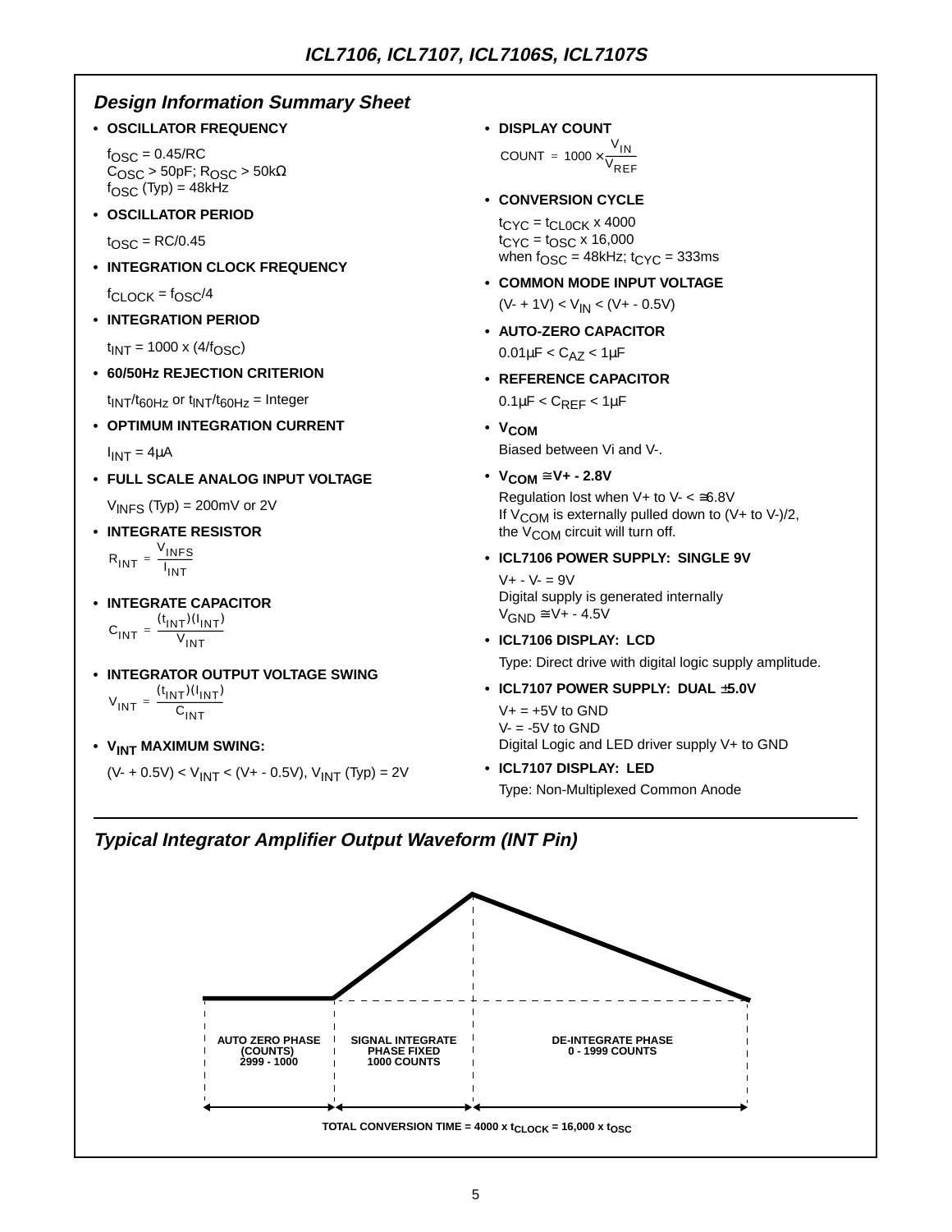## Design Information Summary Sheet

- **OSCILLATOR FREQUENCY**

  $f_{OSC} = 0.45/RC$
  $C_{OSC} > 50pF$; $R_{OSC} > 50k\Omega$
  $f_{OSC}$ (Typ) = 48kHz

- **OSCILLATOR PERIOD**

  $t_{OSC} = RC/0.45$

- **INTEGRATION CLOCK FREQUENCY**

  $f_{CLOCK} = f_{OSC}/4$

- **INTEGRATION PERIOD**

  $t_{INT} = 1000 \times (4/f_{OSC})$

- **60/50Hz REJECTION CRITERION**

  $t_{INT}/t_{60Hz}$ or $t_{INT}/t_{60Hz}$ = Integer

- **OPTIMUM INTEGRATION CURRENT**

  $I_{INT} = 4\mu A$

- **FULL SCALE ANALOG INPUT VOLTAGE**

  $V_{INFS}$ (Typ) = 200mV or 2V

- **INTEGRATE RESISTOR**

  $$R_{INT} = \frac{V_{INFS}}{I_{INT}}$$

- **INTEGRATE CAPACITOR**

  $$C_{INT} = \frac{(t_{INT})(I_{INT})}{V_{INT}}$$

- **INTEGRATOR OUTPUT VOLTAGE SWING**

  $$V_{INT} = \frac{(t_{INT})(I_{INT})}{C_{INT}}$$

- **$V_{INT}$ MAXIMUM SWING:**

  $(V- + 0.5V) < V_{INT} < (V+ - 0.5V)$, $V_{INT}$ (Typ) = 2V

- **DISPLAY COUNT**

  $$COUNT = 1000 \times \frac{V_{IN}}{V_{REF}}$$

- **CONVERSION CYCLE**

  $t_{CYC} = t_{CLOCK} \times 4000$
  $t_{CYC} = t_{OSC} \times 16{,}000$
  when $f_{OSC}$ = 48kHz; $t_{CYC}$ = 333ms

- **COMMON MODE INPUT VOLTAGE**

  $(V- + 1V) < V_{IN} < (V+ - 0.5V)$

- **AUTO-ZERO CAPACITOR**

  $0.01\mu F < C_{AZ} < 1\mu F$

- **REFERENCE CAPACITOR**

  $0.1\mu F < C_{REF} < 1\mu F$

- **$V_{COM}$**

  Biased between Vi and V-.

- **$V_{COM} \cong V+ - 2.8V$**

  Regulation lost when V+ to V- < ≅6.8V
  If $V_{COM}$ is externally pulled down to (V+ to V-)/2, the $V_{COM}$ circuit will turn off.

- **ICL7106 POWER SUPPLY: SINGLE 9V**

  V+ - V- = 9V
  Digital supply is generated internally
  $V_{GND} \cong V+ - 4.5V$

- **ICL7106 DISPLAY: LCD**

  Type: Direct drive with digital logic supply amplitude.

- **ICL7107 POWER SUPPLY: DUAL ±5.0V**

  V+ = +5V to GND
  V- = -5V to GND
  Digital Logic and LED driver supply V+ to GND

- **ICL7107 DISPLAY: LED**

  Type: Non-Multiplexed Common Anode

## Typical Integrator Amplifier Output Waveform (INT Pin)

AUTO ZERO PHASE (COUNTS) 2999 - 1000 | SIGNAL INTEGRATE PHASE FIXED 1000 COUNTS | DE-INTEGRATE PHASE 0 - 1999 COUNTS

TOTAL CONVERSION TIME = 4000 x $t_{CLOCK}$ = 16,000 x $t_{OSC}$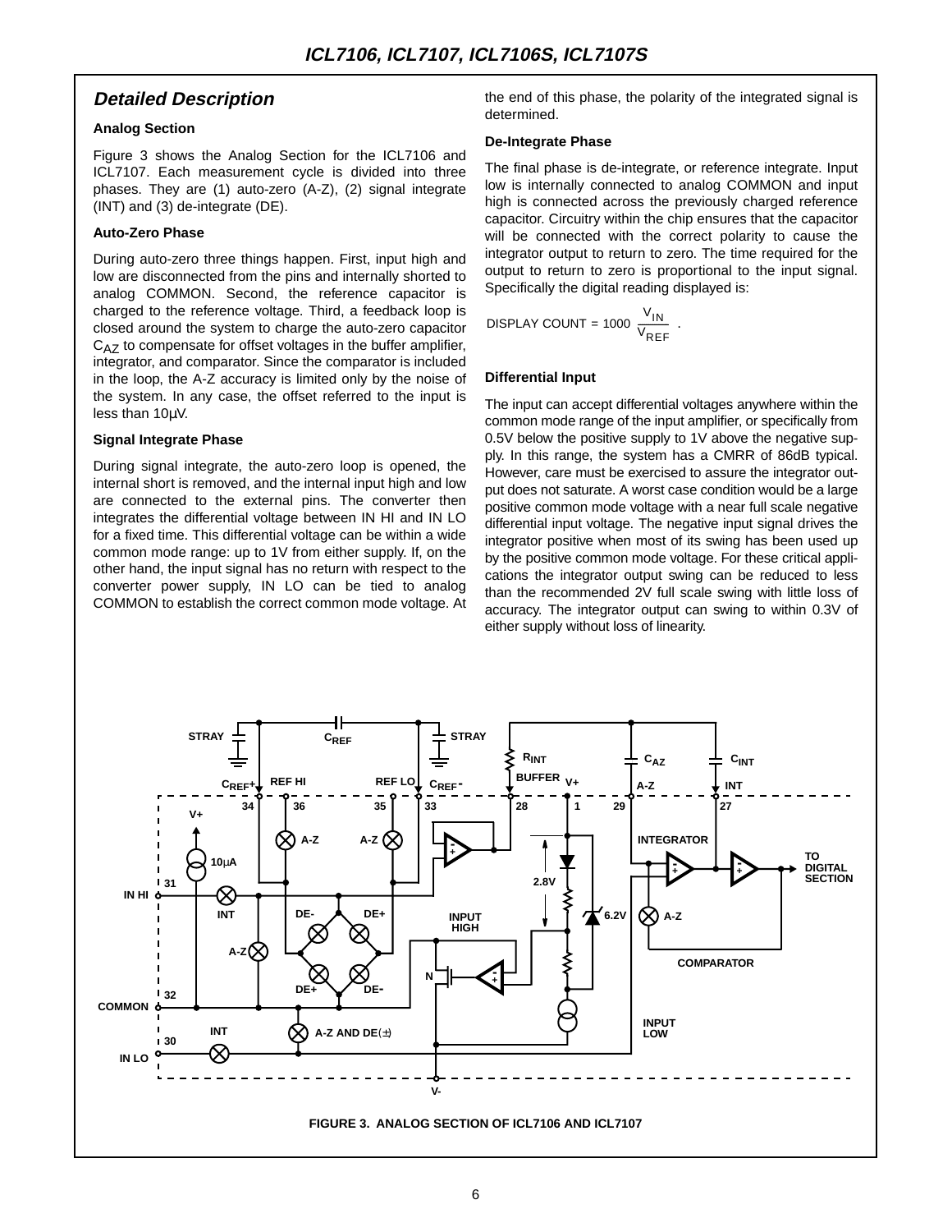## Detailed Description

### Analog Section

Figure 3 shows the Analog Section for the ICL7106 and ICL7107. Each measurement cycle is divided into three phases. They are (1) auto-zero (A-Z), (2) signal integrate (INT) and (3) de-integrate (DE).

### Auto-Zero Phase

During auto-zero three things happen. First, input high and low are disconnected from the pins and internally shorted to analog COMMON. Second, the reference capacitor is charged to the reference voltage. Third, a feedback loop is closed around the system to charge the auto-zero capacitor $C_{AZ}$ to compensate for offset voltages in the buffer amplifier, integrator, and comparator. Since the comparator is included in the loop, the A-Z accuracy is limited only by the noise of the system. In any case, the offset referred to the input is less than 10µV.

### Signal Integrate Phase

During signal integrate, the auto-zero loop is opened, the internal short is removed, and the internal input high and low are connected to the external pins. The converter then integrates the differential voltage between IN HI and IN LO for a fixed time. This differential voltage can be within a wide common mode range: up to 1V from either supply. If, on the other hand, the input signal has no return with respect to the converter power supply, IN LO can be tied to analog COMMON to establish the correct common mode voltage. At the end of this phase, the polarity of the integrated signal is determined.

### De-Integrate Phase

The final phase is de-integrate, or reference integrate. Input low is internally connected to analog COMMON and input high is connected across the previously charged reference capacitor. Circuitry within the chip ensures that the capacitor will be connected with the correct polarity to cause the integrator output to return to zero. The time required for the output to return to zero is proportional to the input signal. Specifically the digital reading displayed is:

$$\text{DISPLAY COUNT} = 1000 \left(\frac{V_{IN}}{V_{REF}}\right).$$

### Differential Input

The input can accept differential voltages anywhere within the common mode range of the input amplifier, or specifically from 0.5V below the positive supply to 1V above the negative supply. In this range, the system has a CMRR of 86dB typical. However, care must be exercised to assure the integrator output does not saturate. A worst case condition would be a large positive common mode voltage with a near full scale negative differential input voltage. The negative input signal drives the integrator positive when most of its swing has been used up by the positive common mode voltage. For these critical applications the integrator output swing can be reduced to less than the recommended 2V full scale swing with little loss of accuracy. The integrator output can swing to within 0.3V of either supply without loss of linearity.

FIGURE 3. ANALOG SECTION OF ICL7106 AND ICL7107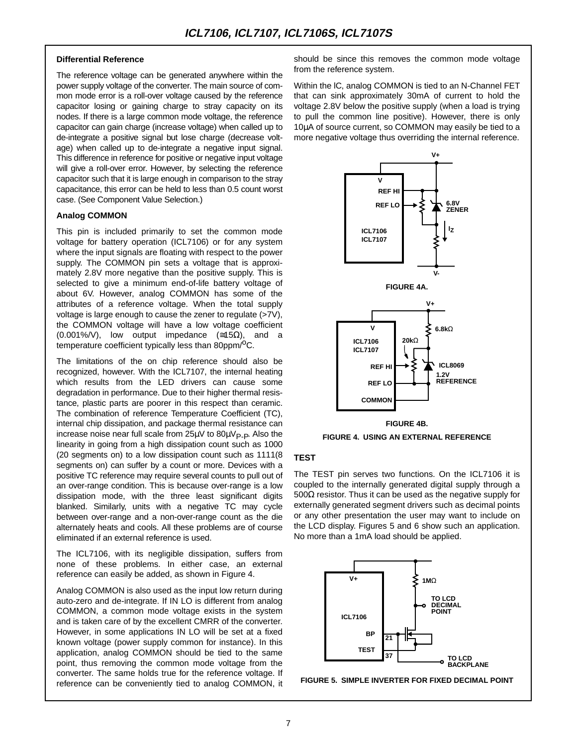### Differential Reference

The reference voltage can be generated anywhere within the power supply voltage of the converter. The main source of common mode error is a roll-over voltage caused by the reference capacitor losing or gaining charge to stray capacity on its nodes. If there is a large common mode voltage, the reference capacitor can gain charge (increase voltage) when called up to de-integrate a positive signal but lose charge (decrease voltage) when called up to de-integrate a negative input signal. This difference in reference for positive or negative input voltage will give a roll-over error. However, by selecting the reference capacitor such that it is large enough in comparison to the stray capacitance, this error can be held to less than 0.5 count worst case. (See Component Value Selection.)

### Analog COMMON

This pin is included primarily to set the common mode voltage for battery operation (ICL7106) or for any system where the input signals are floating with respect to the power supply. The COMMON pin sets a voltage that is approximately 2.8V more negative than the positive supply. This is selected to give a minimum end-of-life battery voltage of about 6V. However, analog COMMON has some of the attributes of a reference voltage. When the total supply voltage is large enough to cause the zener to regulate (>7V), the COMMON voltage will have a low voltage coefficient (0.001%/V), low output impedance (≅15Ω), and a temperature coefficient typically less than 80ppm/$^{o}$C.

The limitations of the on chip reference should also be recognized, however. With the ICL7107, the internal heating which results from the LED drivers can cause some degradation in performance. Due to their higher thermal resistance, plastic parts are poorer in this respect than ceramic. The combination of reference Temperature Coefficient (TC), internal chip dissipation, and package thermal resistance can increase noise near full scale from 25μV to 80μ$V_{P-P}$. Also the linearity in going from a high dissipation count such as 1000 (20 segments on) to a low dissipation count such as 1111(8 segments on) can suffer by a count or more. Devices with a positive TC reference may require several counts to pull out of an over-range condition. This is because over-range is a low dissipation mode, with the three least significant digits blanked. Similarly, units with a negative TC may cycle between over-range and a non-over-range count as the die alternately heats and cools. All these problems are of course eliminated if an external reference is used.

The ICL7106, with its negligible dissipation, suffers from none of these problems. In either case, an external reference can easily be added, as shown in Figure 4.

Analog COMMON is also used as the input low return during auto-zero and de-integrate. If IN LO is different from analog COMMON, a common mode voltage exists in the system and is taken care of by the excellent CMRR of the converter. However, in some applications IN LO will be set at a fixed known voltage (power supply common for instance). In this application, analog COMMON should be tied to the same point, thus removing the common mode voltage from the converter. The same holds true for the reference voltage. If reference can be conveniently tied to analog COMMON, it should be since this removes the common mode voltage from the reference system.

Within the IC, analog COMMON is tied to an N-Channel FET that can sink approximately 30mA of current to hold the voltage 2.8V below the positive supply (when a load is trying to pull the common line positive). However, there is only 10μA of source current, so COMMON may easily be tied to a more negative voltage thus overriding the internal reference.

V+
V
REF HI
REF LO
6.8V ZENER
$I_Z$
ICL7106
ICL7107
V-

FIGURE 4A.

V+
V
6.8kΩ
ICL7106
ICL7107
20kΩ
REF HI
ICL8069
1.2V REFERENCE
REF LO
COMMON

FIGURE 4B.

FIGURE 4. USING AN EXTERNAL REFERENCE

### TEST

The TEST pin serves two functions. On the ICL7106 it is coupled to the internally generated digital supply through a 500Ω resistor. Thus it can be used as the negative supply for externally generated segment drivers such as decimal points or any other presentation the user may want to include on the LCD display. Figures 5 and 6 show such an application. No more than a 1mA load should be applied.

V+
1MΩ
TO LCD DECIMAL POINT
ICL7106
BP
21
TEST
37
TO LCD BACKPLANE

FIGURE 5. SIMPLE INVERTER FOR FIXED DECIMAL POINT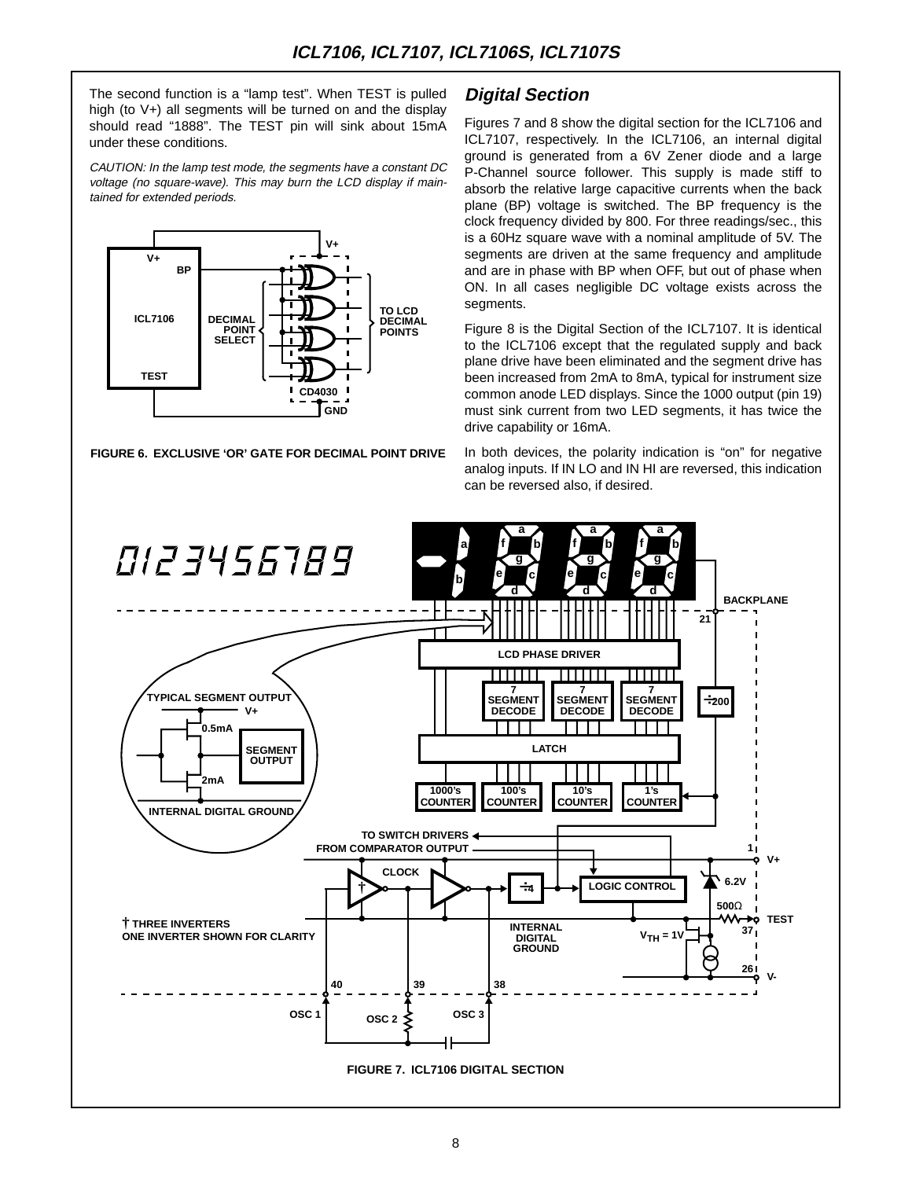The second function is a "lamp test". When TEST is pulled high (to V+) all segments will be turned on and the display should read "1888". The TEST pin will sink about 15mA under these conditions.

*CAUTION: In the lamp test mode, the segments have a constant DC voltage (no square-wave). This may burn the LCD display if maintained for extended periods.*

FIGURE 6. EXCLUSIVE 'OR' GATE FOR DECIMAL POINT DRIVE

## Digital Section

Figures 7 and 8 show the digital section for the ICL7106 and ICL7107, respectively. In the ICL7106, an internal digital ground is generated from a 6V Zener diode and a large P-Channel source follower. This supply is made stiff to absorb the relative large capacitive currents when the back plane (BP) voltage is switched. The BP frequency is the clock frequency divided by 800. For three readings/sec., this is a 60Hz square wave with a nominal amplitude of 5V. The segments are driven at the same frequency and amplitude and are in phase with BP when OFF, but out of phase when ON. In all cases negligible DC voltage exists across the segments.

Figure 8 is the Digital Section of the ICL7107. It is identical to the ICL7106 except that the regulated supply and back plane drive have been eliminated and the segment drive has been increased from 2mA to 8mA, typical for instrument size common anode LED displays. Since the 1000 output (pin 19) must sink current from two LED segments, it has twice the drive capability or 16mA.

In both devices, the polarity indication is "on" for negative analog inputs. If IN LO and IN HI are reversed, this indication can be reversed also, if desired.

FIGURE 7. ICL7106 DIGITAL SECTION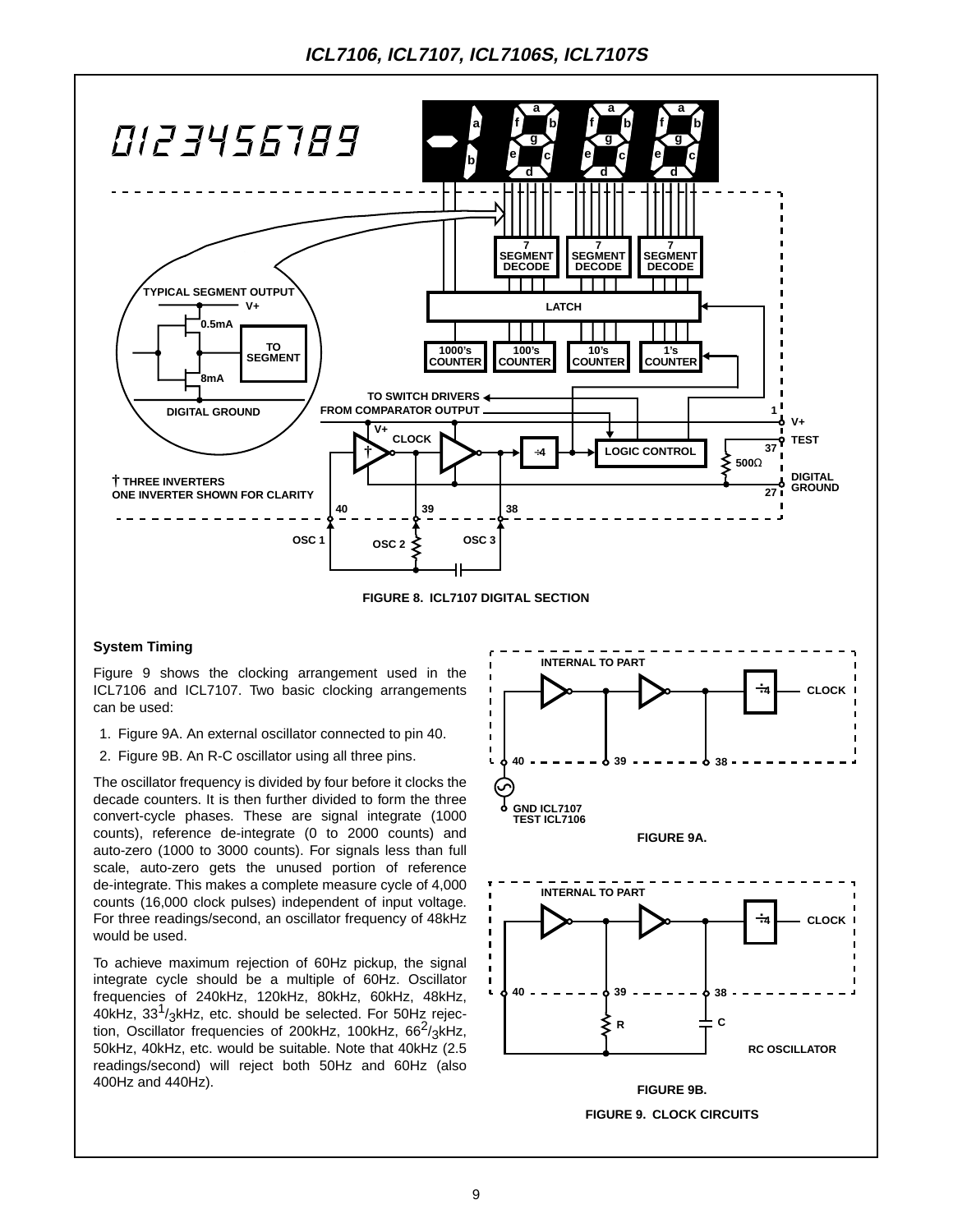FIGURE 8. ICL7107 DIGITAL SECTION

### System Timing

Figure 9 shows the clocking arrangement used in the ICL7106 and ICL7107. Two basic clocking arrangements can be used:

1. Figure 9A. An external oscillator connected to pin 40.
2. Figure 9B. An R-C oscillator using all three pins.

The oscillator frequency is divided by four before it clocks the decade counters. It is then further divided to form the three convert-cycle phases. These are signal integrate (1000 counts), reference de-integrate (0 to 2000 counts) and auto-zero (1000 to 3000 counts). For signals less than full scale, auto-zero gets the unused portion of reference de-integrate. This makes a complete measure cycle of 4,000 counts (16,000 clock pulses) independent of input voltage. For three readings/second, an oscillator frequency of 48kHz would be used.

To achieve maximum rejection of 60Hz pickup, the signal integrate cycle should be a multiple of 60Hz. Oscillator frequencies of 240kHz, 120kHz, 80kHz, 60kHz, 48kHz, 40kHz, $33^1/_3$kHz, etc. should be selected. For 50Hz rejection, Oscillator frequencies of 200kHz, 100kHz, $66^2/_3$kHz, 50kHz, 40kHz, etc. would be suitable. Note that 40kHz (2.5 readings/second) will reject both 50Hz and 60Hz (also 400Hz and 440Hz).

FIGURE 9A.

FIGURE 9B.

FIGURE 9. CLOCK CIRCUITS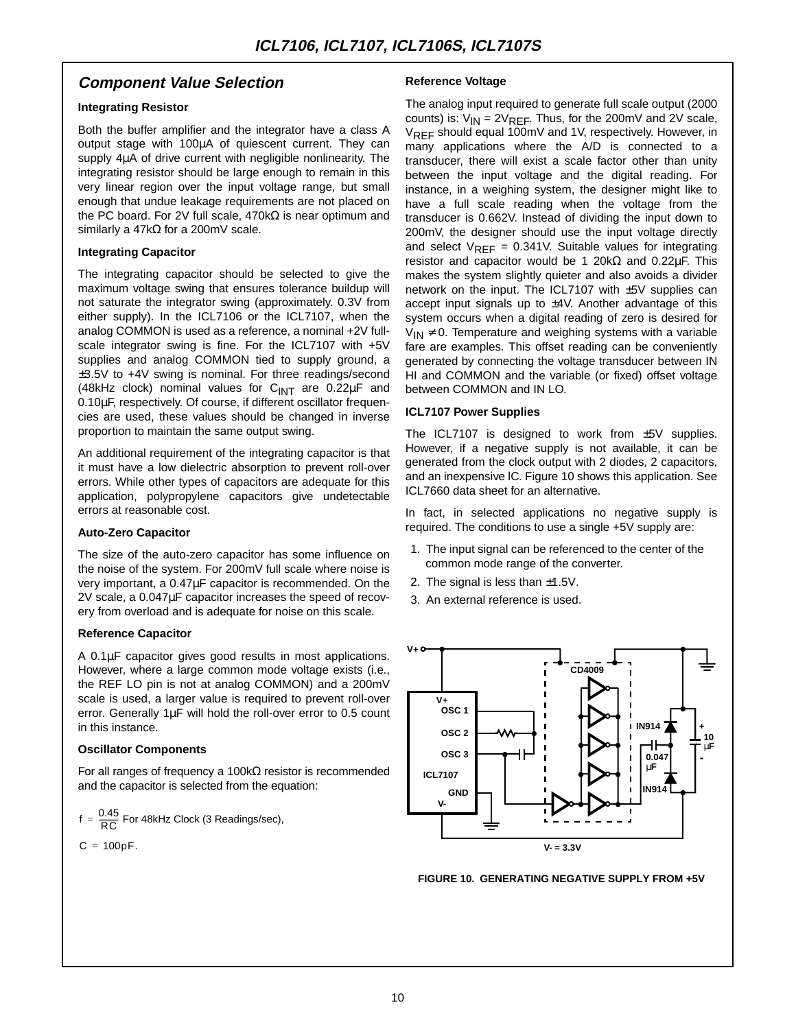## Component Value Selection

### Integrating Resistor

Both the buffer amplifier and the integrator have a class A output stage with 100μA of quiescent current. They can supply 4μA of drive current with negligible nonlinearity. The integrating resistor should be large enough to remain in this very linear region over the input voltage range, but small enough that undue leakage requirements are not placed on the PC board. For 2V full scale, 470kΩ is near optimum and similarly a 47kΩ for a 200mV scale.

### Integrating Capacitor

The integrating capacitor should be selected to give the maximum voltage swing that ensures tolerance buildup will not saturate the integrator swing (approximately. 0.3V from either supply). In the ICL7106 or the ICL7107, when the analog COMMON is used as a reference, a nominal +2V full-scale integrator swing is fine. For the ICL7107 with +5V supplies and analog COMMON tied to supply ground, a ±3.5V to +4V swing is nominal. For three readings/second (48kHz clock) nominal values for $C_{INT}$ are 0.22μF and 0.10μF, respectively. Of course, if different oscillator frequencies are used, these values should be changed in inverse proportion to maintain the same output swing.

An additional requirement of the integrating capacitor is that it must have a low dielectric absorption to prevent roll-over errors. While other types of capacitors are adequate for this application, polypropylene capacitors give undetectable errors at reasonable cost.

### Auto-Zero Capacitor

The size of the auto-zero capacitor has some influence on the noise of the system. For 200mV full scale where noise is very important, a 0.47μF capacitor is recommended. On the 2V scale, a 0.047μF capacitor increases the speed of recovery from overload and is adequate for noise on this scale.

### Reference Capacitor

A 0.1μF capacitor gives good results in most applications. However, where a large common mode voltage exists (i.e., the REF LO pin is not at analog COMMON) and a 200mV scale is used, a larger value is required to prevent roll-over error. Generally 1μF will hold the roll-over error to 0.5 count in this instance.

### Oscillator Components

For all ranges of frequency a 100kΩ resistor is recommended and the capacitor is selected from the equation:

$$f = \frac{0.45}{RC} \text{ For 48kHz Clock (3 Readings/sec),}$$

$$C = 100pF.$$

### Reference Voltage

The analog input required to generate full scale output (2000 counts) is: $V_{IN} = 2V_{REF}$. Thus, for the 200mV and 2V scale, $V_{REF}$ should equal 100mV and 1V, respectively. However, in many applications where the A/D is connected to a transducer, there will exist a scale factor other than unity between the input voltage and the digital reading. For instance, in a weighing system, the designer might like to have a full scale reading when the voltage from the transducer is 0.662V. Instead of dividing the input down to 200mV, the designer should use the input voltage directly and select $V_{REF}$ = 0.341V. Suitable values for integrating resistor and capacitor would be 1 20kΩ and 0.22μF. This makes the system slightly quieter and also avoids a divider network on the input. The ICL7107 with ±5V supplies can accept input signals up to ±4V. Another advantage of this system occurs when a digital reading of zero is desired for $V_{IN} \neq 0$. Temperature and weighing systems with a variable fare are examples. This offset reading can be conveniently generated by connecting the voltage transducer between IN HI and COMMON and the variable (or fixed) offset voltage between COMMON and IN LO.

### ICL7107 Power Supplies

The ICL7107 is designed to work from ±5V supplies. However, if a negative supply is not available, it can be generated from the clock output with 2 diodes, 2 capacitors, and an inexpensive IC. Figure 10 shows this application. See ICL7660 data sheet for an alternative.

In fact, in selected applications no negative supply is required. The conditions to use a single +5V supply are:

1. The input signal can be referenced to the center of the common mode range of the converter.
2. The signal is less than ±1.5V.
3. An external reference is used.

FIGURE 10. GENERATING NEGATIVE SUPPLY FROM +5V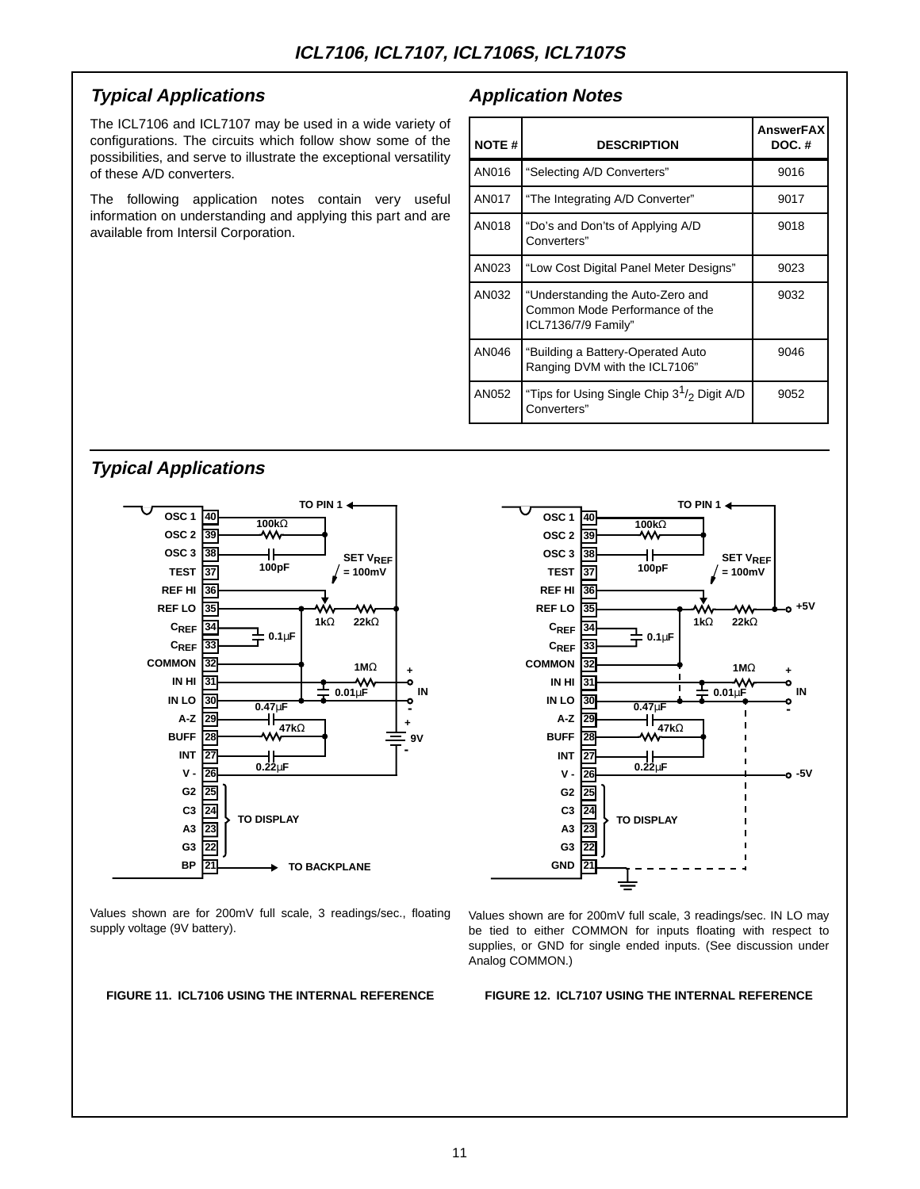## Typical Applications

The ICL7106 and ICL7107 may be used in a wide variety of configurations. The circuits which follow show some of the possibilities, and serve to illustrate the exceptional versatility of these A/D converters.

The following application notes contain very useful information on understanding and applying this part and are available from Intersil Corporation.

## Application Notes

| NOTE # | DESCRIPTION | AnswerFAX DOC. # |
|---|---|---|
| AN016 | "Selecting A/D Converters" | 9016 |
| AN017 | "The Integrating A/D Converter" | 9017 |
| AN018 | "Do's and Don'ts of Applying A/D Converters" | 9018 |
| AN023 | "Low Cost Digital Panel Meter Designs" | 9023 |
| AN032 | "Understanding the Auto-Zero and Common Mode Performance of the ICL7136/7/9 Family" | 9032 |
| AN046 | "Building a Battery-Operated Auto Ranging DVM with the ICL7106" | 9046 |
| AN052 | "Tips for Using Single Chip $3^1/_2$ Digit A/D Converters" | 9052 |

## Typical Applications

Values shown are for 200mV full scale, 3 readings/sec., floating supply voltage (9V battery).

**FIGURE 11. ICL7106 USING THE INTERNAL REFERENCE**

Values shown are for 200mV full scale, 3 readings/sec. IN LO may be tied to either COMMON for inputs floating with respect to supplies, or GND for single ended inputs. (See discussion under Analog COMMON.)

**FIGURE 12. ICL7107 USING THE INTERNAL REFERENCE**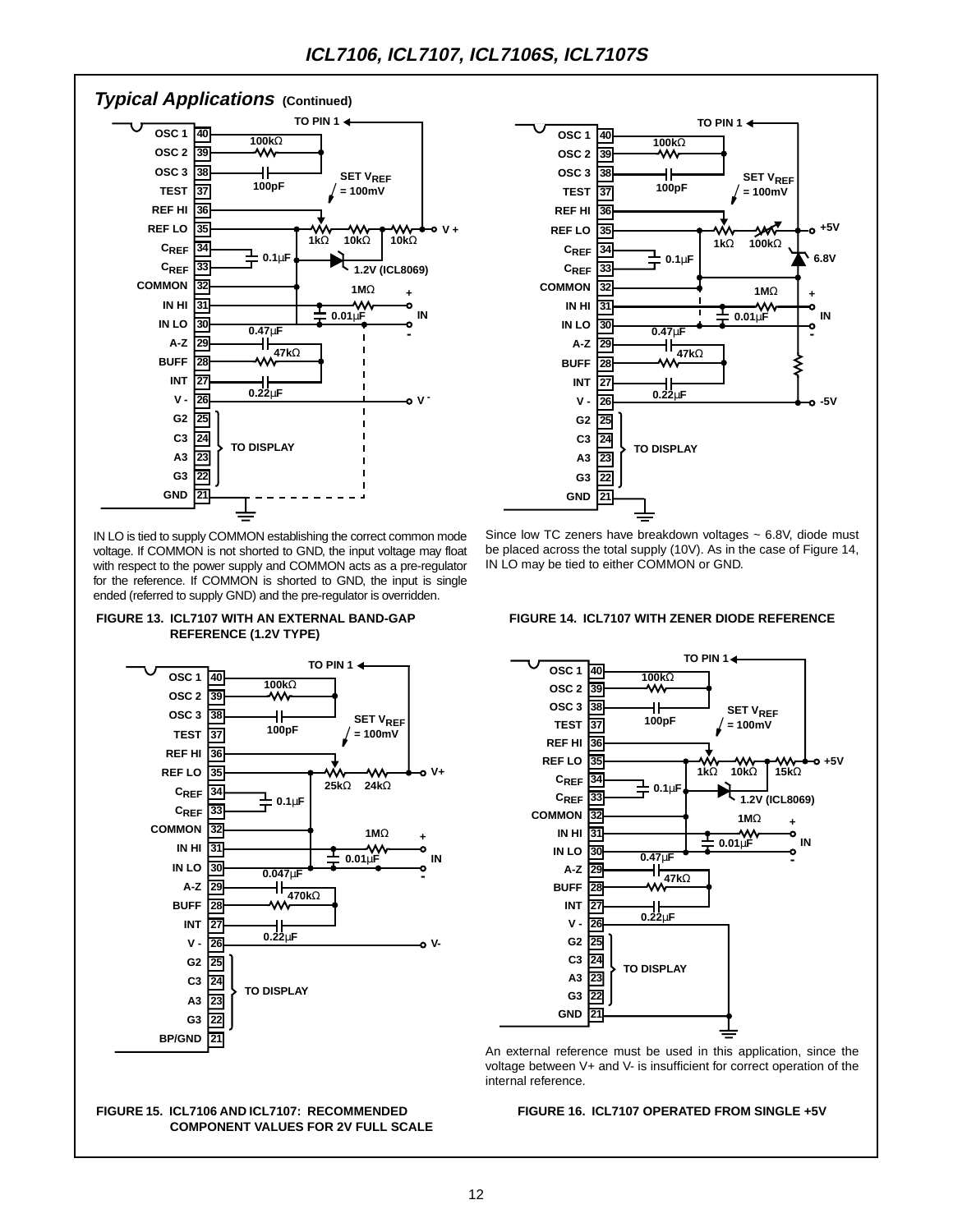## Typical Applications (Continued)

IN LO is tied to supply COMMON establishing the correct common mode voltage. If COMMON is not shorted to GND, the input voltage may float with respect to the power supply and COMMON acts as a pre-regulator for the reference. If COMMON is shorted to GND, the input is single ended (referred to supply GND) and the pre-regulator is overridden.

FIGURE 13. ICL7107 WITH AN EXTERNAL BAND-GAP REFERENCE (1.2V TYPE)

Since low TC zeners have breakdown voltages ~ 6.8V, diode must be placed across the total supply (10V). As in the case of Figure 14, IN LO may be tied to either COMMON or GND.

FIGURE 14. ICL7107 WITH ZENER DIODE REFERENCE

FIGURE 15. ICL7106 AND ICL7107: RECOMMENDED COMPONENT VALUES FOR 2V FULL SCALE

An external reference must be used in this application, since the voltage between V+ and V- is insufficient for correct operation of the internal reference.

FIGURE 16. ICL7107 OPERATED FROM SINGLE +5V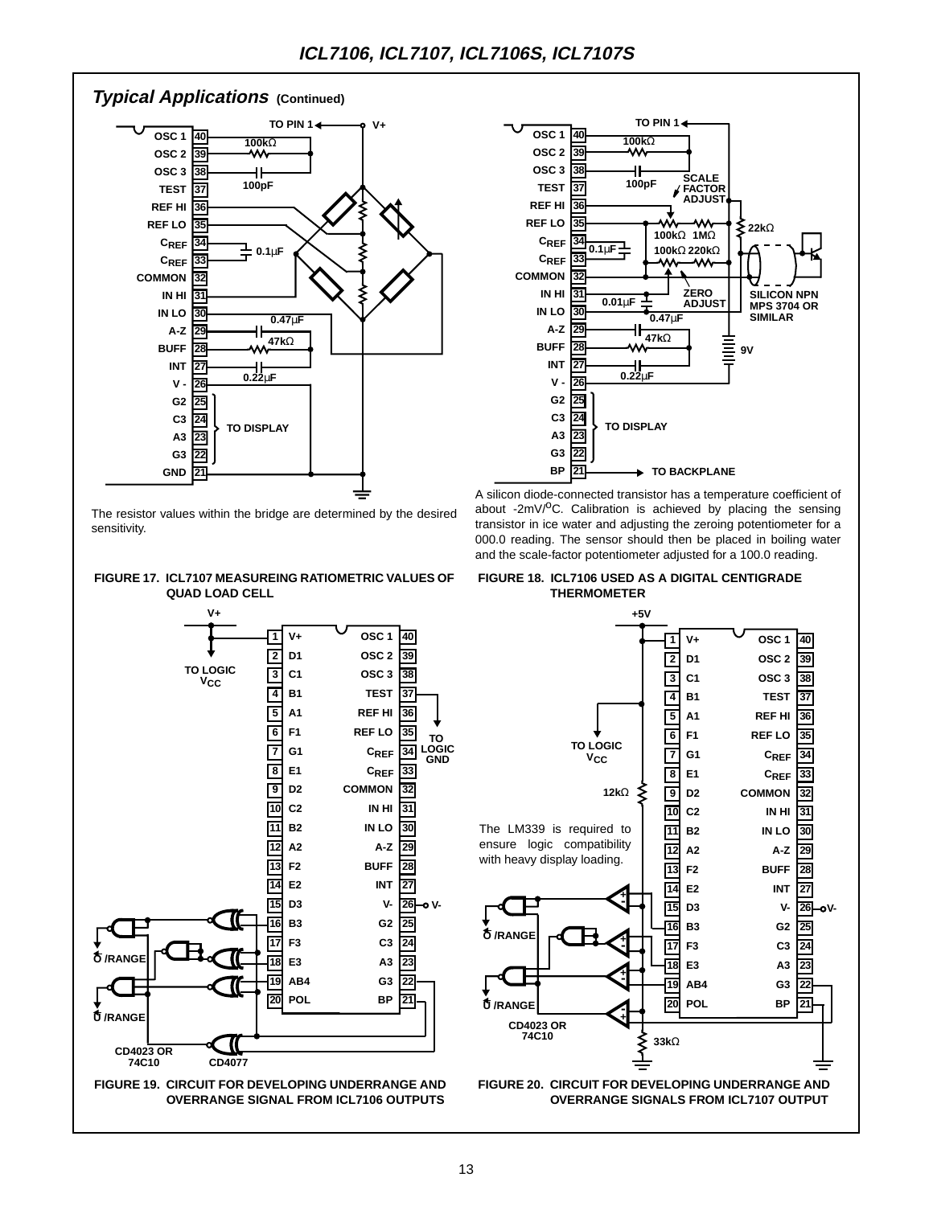## Typical Applications (Continued)

The resistor values within the bridge are determined by the desired sensitivity.

**FIGURE 17. ICL7107 MEASUREING RATIOMETRIC VALUES OF QUAD LOAD CELL**

A silicon diode-connected transistor has a temperature coefficient of about -2mV/°C. Calibration is achieved by placing the sensing transistor in ice water and adjusting the zeroing potentiometer for a 000.0 reading. The sensor should then be placed in boiling water and the scale-factor potentiometer adjusted for a 100.0 reading.

**FIGURE 18. ICL7106 USED AS A DIGITAL CENTIGRADE THERMOMETER**

**FIGURE 19. CIRCUIT FOR DEVELOPING UNDERRANGE AND OVERRANGE SIGNAL FROM ICL7106 OUTPUTS**

The LM339 is required to ensure logic compatibility with heavy display loading.

**FIGURE 20. CIRCUIT FOR DEVELOPING UNDERRANGE AND OVERRANGE SIGNALS FROM ICL7107 OUTPUT**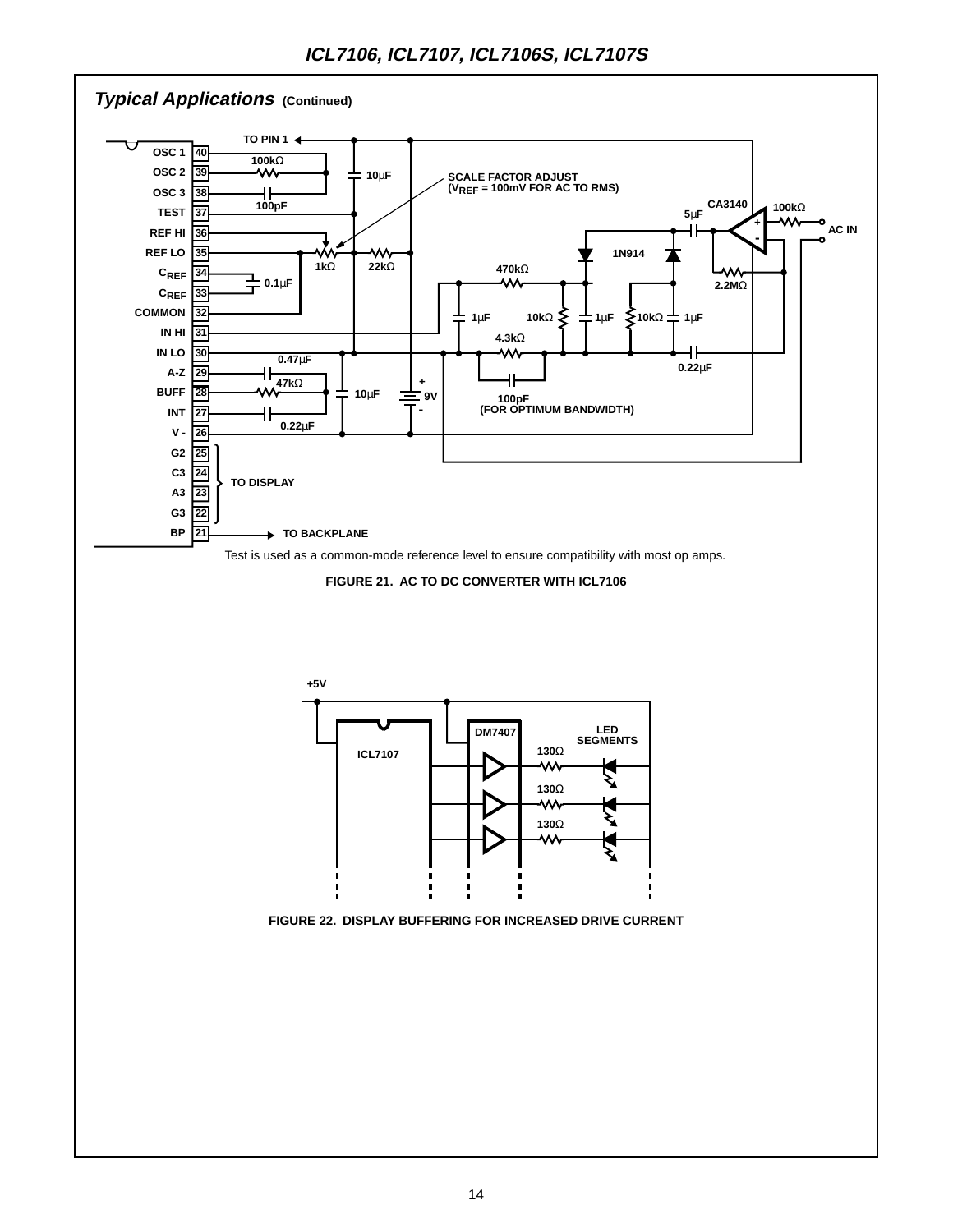## Typical Applications (Continued)

Test is used as a common-mode reference level to ensure compatibility with most op amps.

FIGURE 21. AC TO DC CONVERTER WITH ICL7106

FIGURE 22. DISPLAY BUFFERING FOR INCREASED DRIVE CURRENT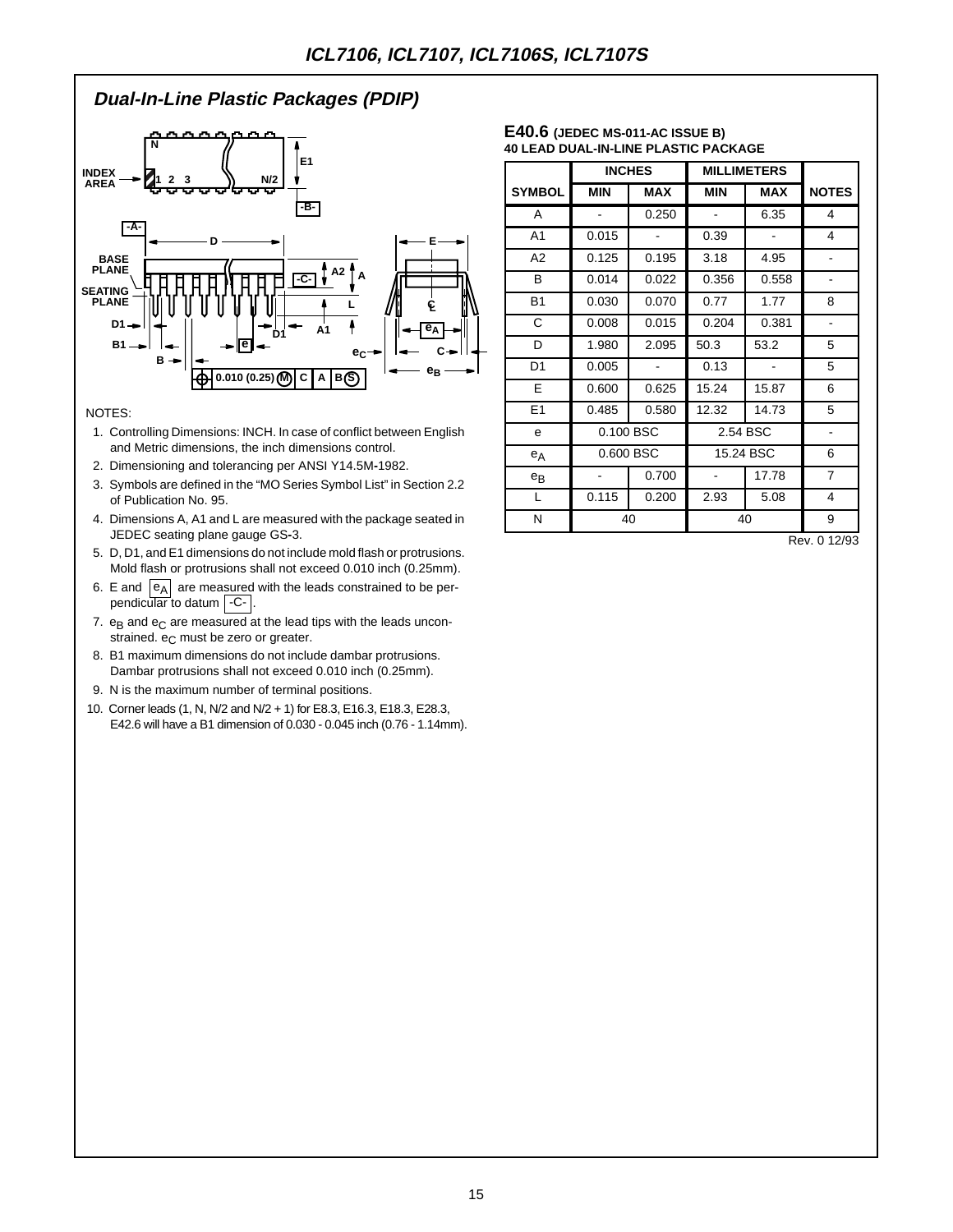## Dual-In-Line Plastic Packages (PDIP)

NOTES:

1. Controlling Dimensions: INCH. In case of conflict between English and Metric dimensions, the inch dimensions control.
2. Dimensioning and tolerancing per ANSI Y14.5M-1982.
3. Symbols are defined in the "MO Series Symbol List" in Section 2.2 of Publication No. 95.
4. Dimensions A, A1 and L are measured with the package seated in JEDEC seating plane gauge GS-3.
5. D, D1, and E1 dimensions do not include mold flash or protrusions. Mold flash or protrusions shall not exceed 0.010 inch (0.25mm).
6. E and $e_A$ are measured with the leads constrained to be perpendicular to datum -C-.
7. $e_B$ and $e_C$ are measured at the lead tips with the leads unconstrained. $e_C$ must be zero or greater.
8. B1 maximum dimensions do not include dambar protrusions. Dambar protrusions shall not exceed 0.010 inch (0.25mm).
9. N is the maximum number of terminal positions.
10. Corner leads (1, N, N/2 and N/2 + 1) for E8.3, E16.3, E18.3, E28.3, E42.6 will have a B1 dimension of 0.030 - 0.045 inch (0.76 - 1.14mm).

**E40.6 (JEDEC MS-011-AC ISSUE B)**
**40 LEAD DUAL-IN-LINE PLASTIC PACKAGE**

| | INCHES | | MILLIMETERS | | |
|---|---|---|---|---|---|
| SYMBOL | MIN | MAX | MIN | MAX | NOTES |
| A | - | 0.250 | - | 6.35 | 4 |
| A1 | 0.015 | - | 0.39 | - | 4 |
| A2 | 0.125 | 0.195 | 3.18 | 4.95 | - |
| B | 0.014 | 0.022 | 0.356 | 0.558 | - |
| B1 | 0.030 | 0.070 | 0.77 | 1.77 | 8 |
| C | 0.008 | 0.015 | 0.204 | 0.381 | - |
| D | 1.980 | 2.095 | 50.3 | 53.2 | 5 |
| D1 | 0.005 | - | 0.13 | - | 5 |
| E | 0.600 | 0.625 | 15.24 | 15.87 | 6 |
| E1 | 0.485 | 0.580 | 12.32 | 14.73 | 5 |
| e | 0.100 BSC | | 2.54 BSC | | - |
| $e_A$ | 0.600 BSC | | 15.24 BSC | | 6 |
| $e_B$ | - | 0.700 | - | 17.78 | 7 |
| L | 0.115 | 0.200 | 2.93 | 5.08 | 4 |
| N | 40 | | 40 | | 9 |

Rev. 0 12/93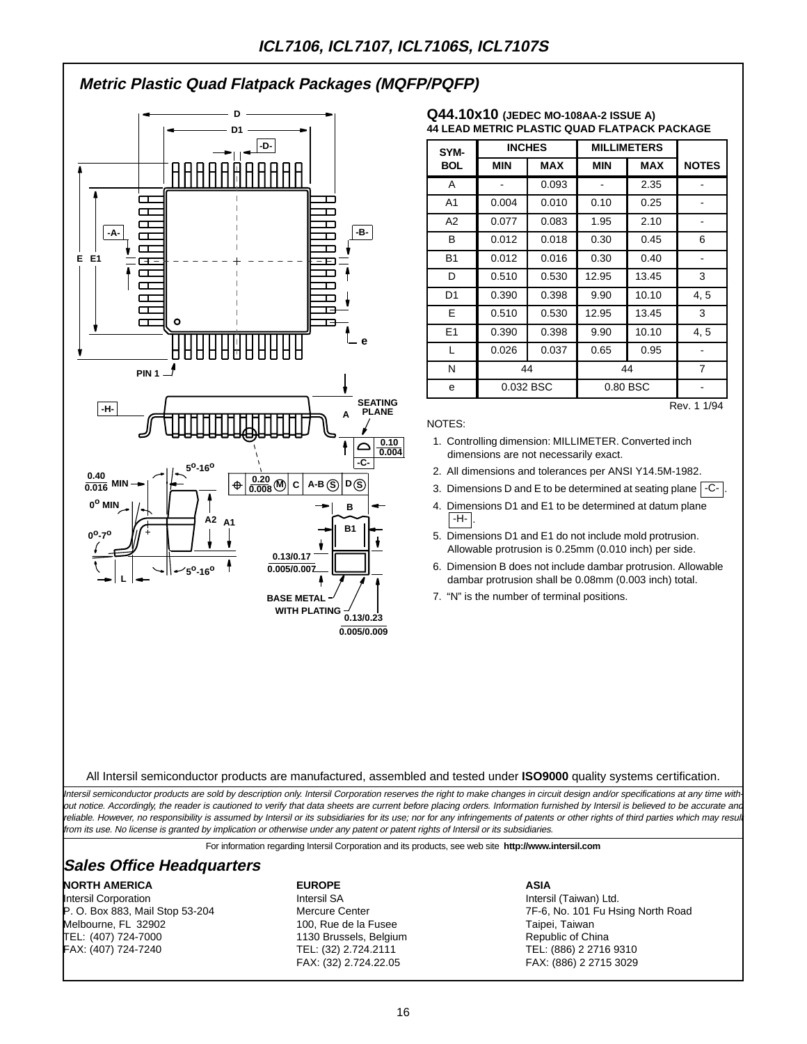## Metric Plastic Quad Flatpack Packages (MQFP/PQFP)

D
D1
-D-
-A-
-B-
E E1
e
PIN 1
-H-
SEATING PLANE
A
0.10
0.004
-C-
5°-16°
0.40
0.016 MIN
0° MIN
0.20
0.008 M C A-B S D S
A2 A1
B
B1
0°-7°
0.13/0.17
0.005/0.007
L
5°-16°
BASE METAL WITH PLATING
0.13/0.23
0.005/0.009

**Q44.10x10** (JEDEC MO-108AA-2 ISSUE A)
**44 LEAD METRIC PLASTIC QUAD FLATPACK PACKAGE**

| SYMBOL | INCHES | | MILLIMETERS | | NOTES |
|---|---|---|---|---|---|
| | MIN | MAX | MIN | MAX | |
| A | - | 0.093 | - | 2.35 | - |
| A1 | 0.004 | 0.010 | 0.10 | 0.25 | - |
| A2 | 0.077 | 0.083 | 1.95 | 2.10 | - |
| B | 0.012 | 0.018 | 0.30 | 0.45 | 6 |
| B1 | 0.012 | 0.016 | 0.30 | 0.40 | - |
| D | 0.510 | 0.530 | 12.95 | 13.45 | 3 |
| D1 | 0.390 | 0.398 | 9.90 | 10.10 | 4, 5 |
| E | 0.510 | 0.530 | 12.95 | 13.45 | 3 |
| E1 | 0.390 | 0.398 | 9.90 | 10.10 | 4, 5 |
| L | 0.026 | 0.037 | 0.65 | 0.95 | - |
| N | 44 | | 44 | | 7 |
| e | 0.032 BSC | | 0.80 BSC | | - |

Rev. 1 1/94

NOTES:

1. Controlling dimension: MILLIMETER. Converted inch dimensions are not necessarily exact.
2. All dimensions and tolerances per ANSI Y14.5M-1982.
3. Dimensions D and E to be determined at seating plane -C- .
4. Dimensions D1 and E1 to be determined at datum plane -H- .
5. Dimensions D1 and E1 do not include mold protrusion. Allowable protrusion is 0.25mm (0.010 inch) per side.
6. Dimension B does not include dambar protrusion. Allowable dambar protrusion shall be 0.08mm (0.003 inch) total.
7. "N" is the number of terminal positions.

All Intersil semiconductor products are manufactured, assembled and tested under **ISO9000** quality systems certification.

*Intersil semiconductor products are sold by description only. Intersil Corporation reserves the right to make changes in circuit design and/or specifications at any time without notice. Accordingly, the reader is cautioned to verify that data sheets are current before placing orders. Information furnished by Intersil is believed to be accurate and reliable. However, no responsibility is assumed by Intersil or its subsidiaries for its use; nor for any infringements of patents or other rights of third parties which may result from its use. No license is granted by implication or otherwise under any patent or patent rights of Intersil or its subsidiaries.*

For information regarding Intersil Corporation and its products, see web site **http://www.intersil.com**

## Sales Office Headquarters

**NORTH AMERICA**
Intersil Corporation
P. O. Box 883, Mail Stop 53-204
Melbourne, FL 32902
TEL: (407) 724-7000
FAX: (407) 724-7240

**EUROPE**
Intersil SA
Mercure Center
100, Rue de la Fusee
1130 Brussels, Belgium
TEL: (32) 2.724.2111
FAX: (32) 2.724.22.05

**ASIA**
Intersil (Taiwan) Ltd.
7F-6, No. 101 Fu Hsing North Road
Taipei, Taiwan
Republic of China
TEL: (886) 2 2716 9310
FAX: (886) 2 2715 3029